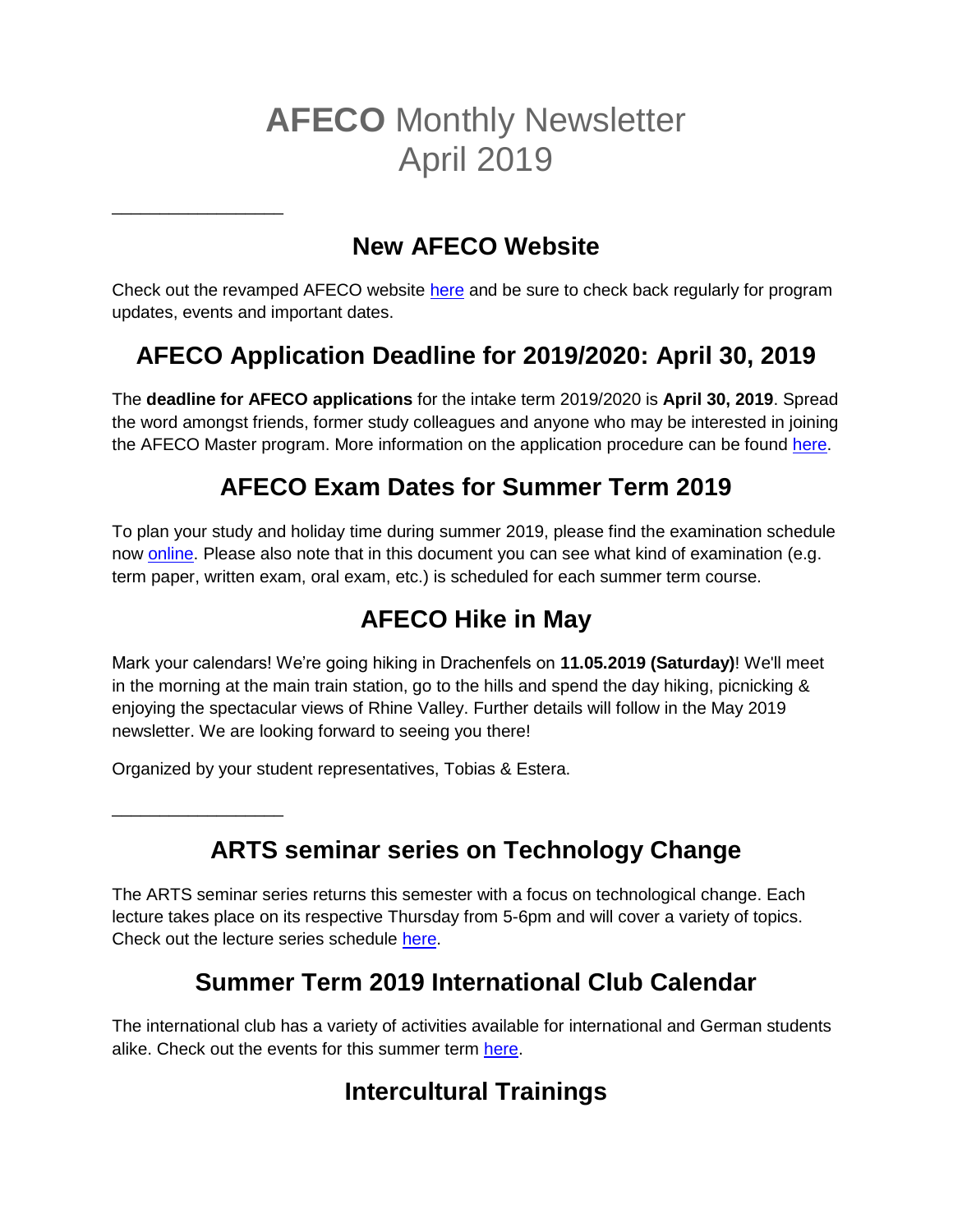# **AFECO** Monthly Newsletter
# April 2019

---

## New AFECO Website

Check out the revamped AFECO website here and be sure to check back regularly for program updates, events and important dates.

## AFECO Application Deadline for 2019/2020: April 30, 2019

The **deadline for AFECO applications** for the intake term 2019/2020 is **April 30, 2019**. Spread the word amongst friends, former study colleagues and anyone who may be interested in joining the AFECO Master program. More information on the application procedure can be found here.

## AFECO Exam Dates for Summer Term 2019

To plan your study and holiday time during summer 2019, please find the examination schedule now online. Please also note that in this document you can see what kind of examination (e.g. term paper, written exam, oral exam, etc.) is scheduled for each summer term course.

## AFECO Hike in May

Mark your calendars! We're going hiking in Drachenfels on **11.05.2019 (Saturday)**! We'll meet in the morning at the main train station, go to the hills and spend the day hiking, picnicking & enjoying the spectacular views of Rhine Valley. Further details will follow in the May 2019 newsletter. We are looking forward to seeing you there!

Organized by your student representatives, Tobias & Estera.

---

## ARTS seminar series on Technology Change

The ARTS seminar series returns this semester with a focus on technological change. Each lecture takes place on its respective Thursday from 5-6pm and will cover a variety of topics. Check out the lecture series schedule here.

## Summer Term 2019 International Club Calendar

The international club has a variety of activities available for international and German students alike. Check out the events for this summer term here.

## Intercultural Trainings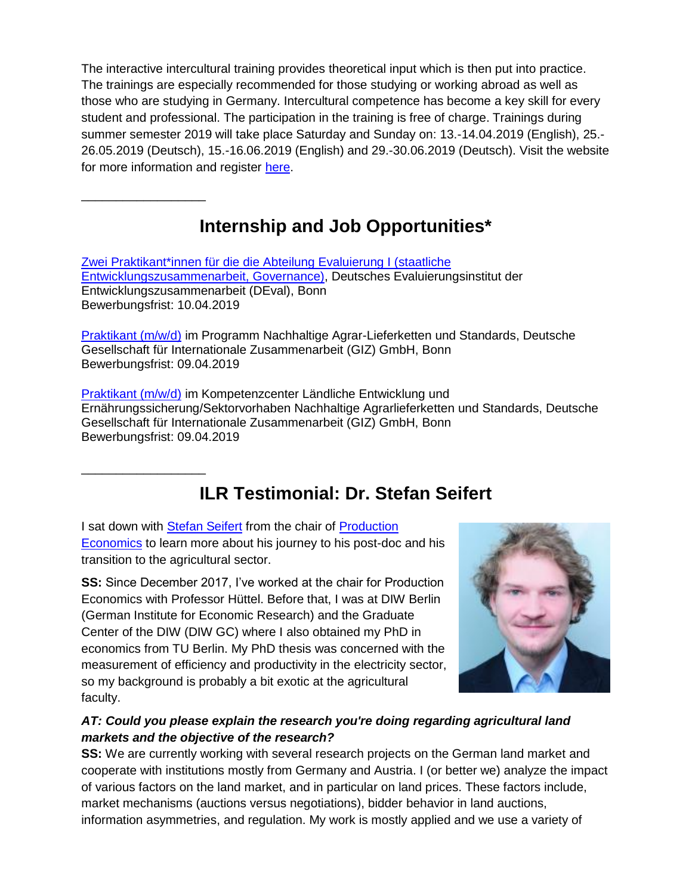The interactive intercultural training provides theoretical input which is then put into practice. The trainings are especially recommended for those studying or working abroad as well as those who are studying in Germany. Intercultural competence has become a key skill for every student and professional. The participation in the training is free of charge. Trainings during summer semester 2019 will take place Saturday and Sunday on: 13.-14.04.2019 (English), 25.-26.05.2019 (Deutsch), 15.-16.06.2019 (English) and 29.-30.06.2019 (Deutsch). Visit the website for more information and register here.

_________________

## Internship and Job Opportunities*

Zwei Praktikant*innen für die die Abteilung Evaluierung I (staatliche Entwicklungszusammenarbeit, Governance), Deutsches Evaluierungsinstitut der Entwicklungszusammenarbeit (DEval), Bonn
Bewerbungsfrist: 10.04.2019

Praktikant (m/w/d) im Programm Nachhaltige Agrar-Lieferketten und Standards, Deutsche Gesellschaft für Internationale Zusammenarbeit (GIZ) GmbH, Bonn
Bewerbungsfrist: 09.04.2019

Praktikant (m/w/d) im Kompetenzcenter Ländliche Entwicklung und Ernährungssicherung/Sektorvorhaben Nachhaltige Agrarlieferketten und Standards, Deutsche Gesellschaft für Internationale Zusammenarbeit (GIZ) GmbH, Bonn
Bewerbungsfrist: 09.04.2019

_________________

## ILR Testimonial: Dr. Stefan Seifert

I sat down with Stefan Seifert from the chair of Production Economics to learn more about his journey to his post-doc and his transition to the agricultural sector.

**SS:** Since December 2017, I've worked at the chair for Production Economics with Professor Hüttel. Before that, I was at DIW Berlin (German Institute for Economic Research) and the Graduate Center of the DIW (DIW GC) where I also obtained my PhD in economics from TU Berlin. My PhD thesis was concerned with the measurement of efficiency and productivity in the electricity sector, so my background is probably a bit exotic at the agricultural faculty.

***AT: Could you please explain the research you're doing regarding agricultural land markets and the objective of the research?***
**SS:** We are currently working with several research projects on the German land market and cooperate with institutions mostly from Germany and Austria. I (or better we) analyze the impact of various factors on the land market, and in particular on land prices. These factors include, market mechanisms (auctions versus negotiations), bidder behavior in land auctions, information asymmetries, and regulation. My work is mostly applied and we use a variety of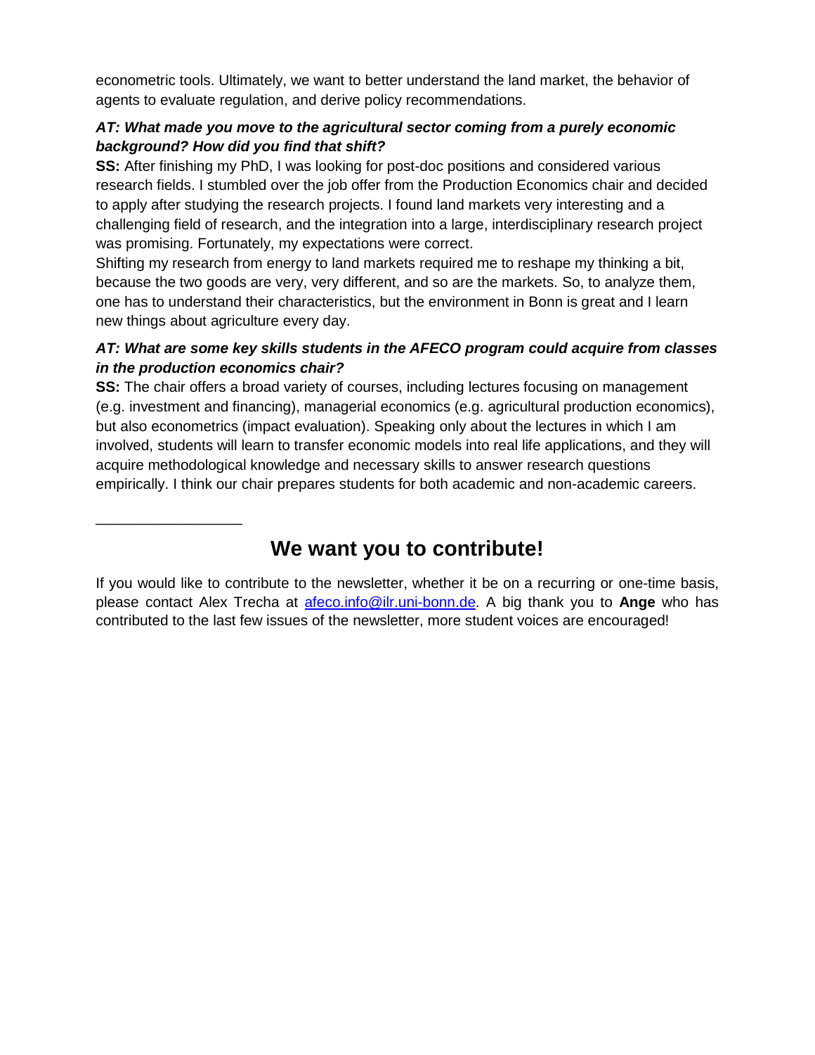econometric tools. Ultimately, we want to better understand the land market, the behavior of agents to evaluate regulation, and derive policy recommendations.

***AT: What made you move to the agricultural sector coming from a purely economic background? How did you find that shift?***

**SS:** After finishing my PhD, I was looking for post-doc positions and considered various research fields. I stumbled over the job offer from the Production Economics chair and decided to apply after studying the research projects. I found land markets very interesting and a challenging field of research, and the integration into a large, interdisciplinary research project was promising. Fortunately, my expectations were correct.

Shifting my research from energy to land markets required me to reshape my thinking a bit, because the two goods are very, very different, and so are the markets. So, to analyze them, one has to understand their characteristics, but the environment in Bonn is great and I learn new things about agriculture every day.

***AT: What are some key skills students in the AFECO program could acquire from classes in the production economics chair?***

**SS:** The chair offers a broad variety of courses, including lectures focusing on management (e.g. investment and financing), managerial economics (e.g. agricultural production economics), but also econometrics (impact evaluation). Speaking only about the lectures in which I am involved, students will learn to transfer economic models into real life applications, and they will acquire methodological knowledge and necessary skills to answer research questions empirically. I think our chair prepares students for both academic and non-academic careers.

---

## We want you to contribute!

If you would like to contribute to the newsletter, whether it be on a recurring or one-time basis, please contact Alex Trecha at [afeco.info@ilr.uni-bonn.de](mailto:afeco.info@ilr.uni-bonn.de). A big thank you to **Ange** who has contributed to the last few issues of the newsletter, more student voices are encouraged!